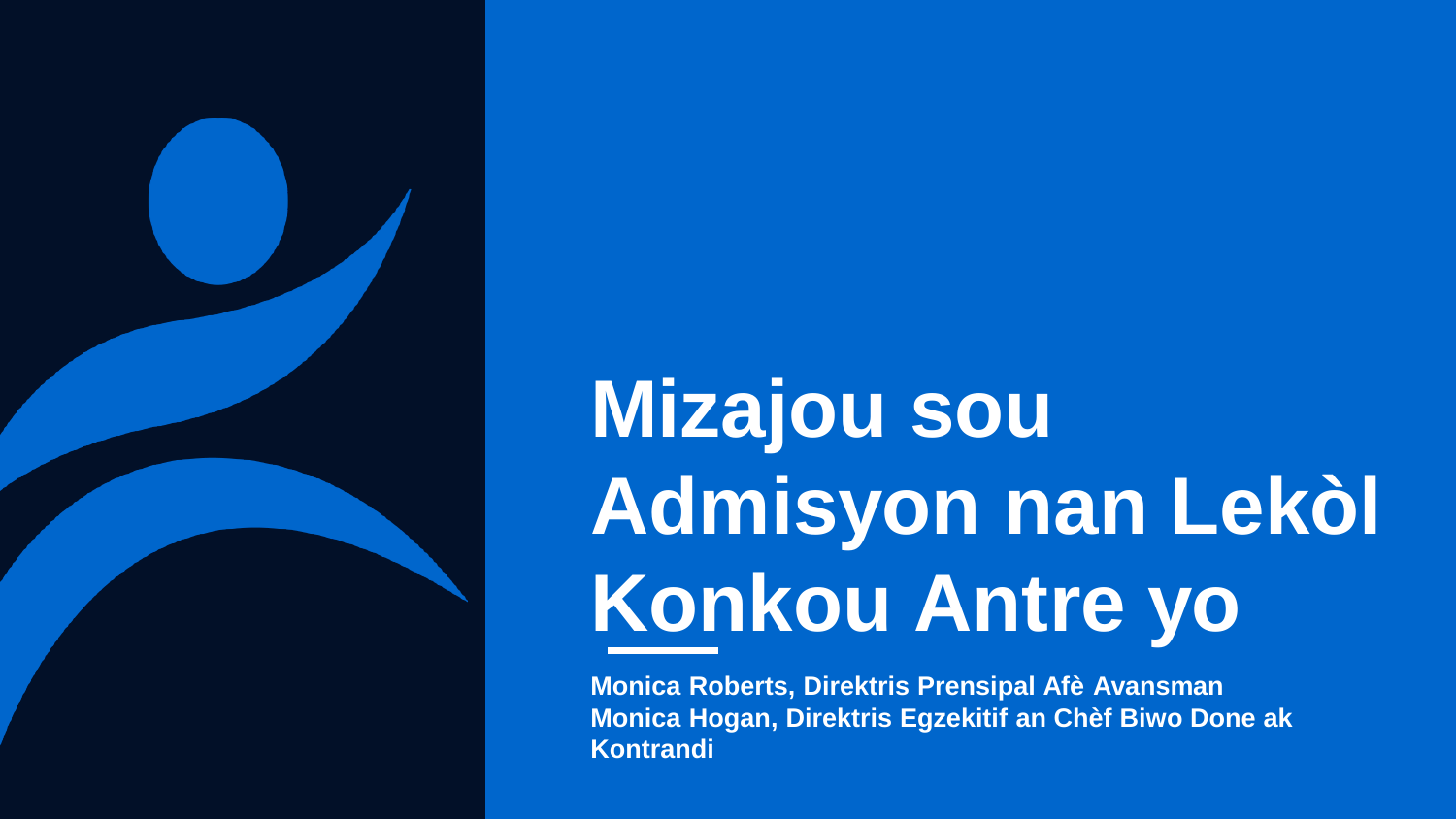# Mizajou sou Admisyon nan Lekòl Konkou Antre yo

**Monica Roberts, Direktris Prensipal Afè Avansman**
**Monica Hogan, Direktris Egzekitif an Chèf Biwo Done ak Kontrandi**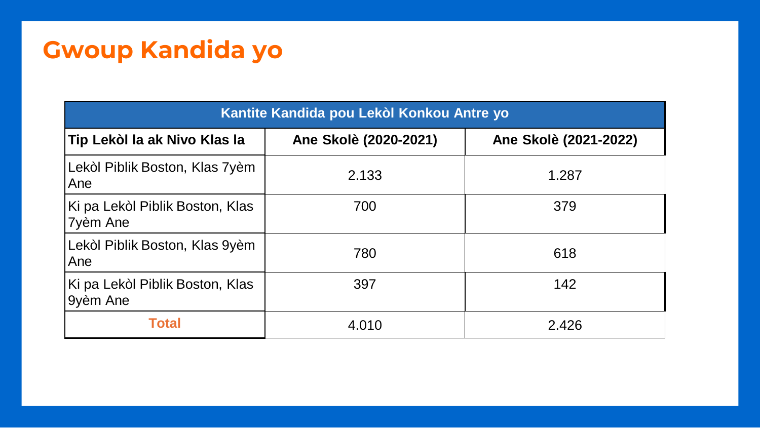# Gwoup Kandida yo

| Kantite Kandida pou Lekòl Konkou Antre yo | | |
|---|---|---|
| **Tip Lekòl la ak Nivo Klas la** | **Ane Skolè (2020-2021)** | **Ane Skolè (2021-2022)** |
| Lekòl Piblik Boston, Klas 7yèm Ane | 2.133 | 1.287 |
| Ki pa Lekòl Piblik Boston, Klas 7yèm Ane | 700 | 379 |
| Lekòl Piblik Boston, Klas 9yèm Ane | 780 | 618 |
| Ki pa Lekòl Piblik Boston, Klas 9yèm Ane | 397 | 142 |
| **Total** | 4.010 | 2.426 |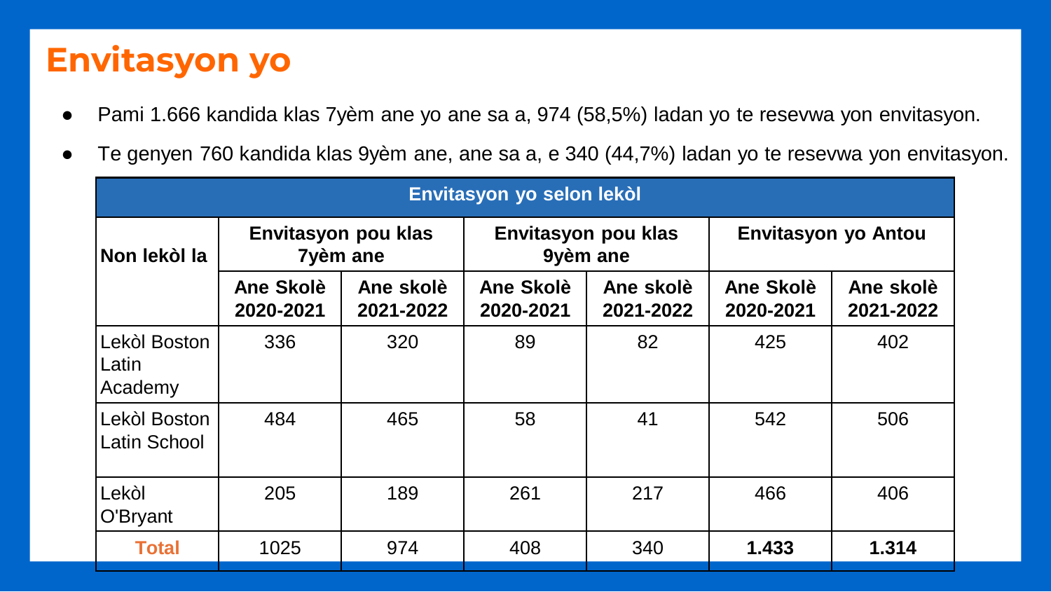# Envitasyon yo

- Pami 1.666 kandida klas 7yèm ane yo ane sa a, 974 (58,5%) ladan yo te resevwa yon envitasyon.
- Te genyen 760 kandida klas 9yèm ane, ane sa a, e 340 (44,7%) ladan yo te resevwa yon envitasyon.

| Envitasyon yo selon lekòl | | | | | | |
|---|---|---|---|---|---|---|
| **Non lekòl la** | **Envitasyon pou klas 7yèm ane** | | **Envitasyon pou klas 9yèm ane** | | **Envitasyon yo Antou** | |
| | **Ane Skolè 2020-2021** | **Ane skolè 2021-2022** | **Ane Skolè 2020-2021** | **Ane skolè 2021-2022** | **Ane Skolè 2020-2021** | **Ane skolè 2021-2022** |
| Lekòl Boston Latin Academy | 336 | 320 | 89 | 82 | 425 | 402 |
| Lekòl Boston Latin School | 484 | 465 | 58 | 41 | 542 | 506 |
| Lekòl O'Bryant | 205 | 189 | 261 | 217 | 466 | 406 |
| **Total** | 1025 | 974 | 408 | 340 | **1.433** | **1.314** |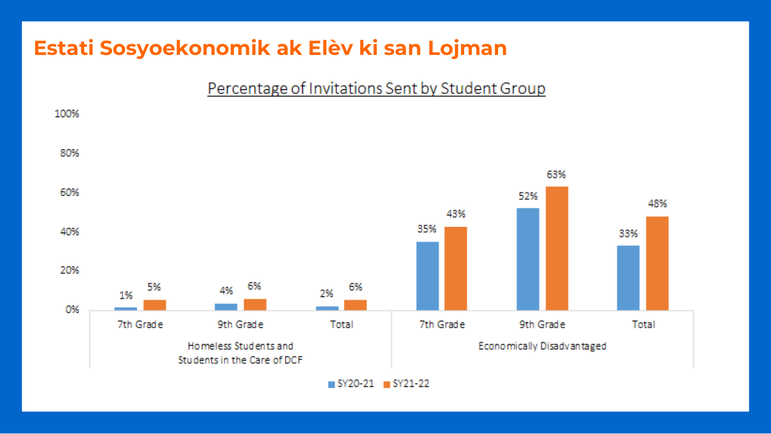# Estati Sosyoekonomik ak Elèv ki san Lojman

## Percentage of Invitations Sent by Student Group

| Student Group | Grade | SY20-21 | SY21-22 |
|---|---|---|---|
| Homeless Students and Students in the Care of DCF | 7th Grade | 1% | 5% |
| | 9th Grade | 4% | 6% |
| | Total | 2% | 6% |
| Economically Disadvantaged | 7th Grade | 35% | 43% |
| | 9th Grade | 52% | 63% |
| | Total | 33% | 48% |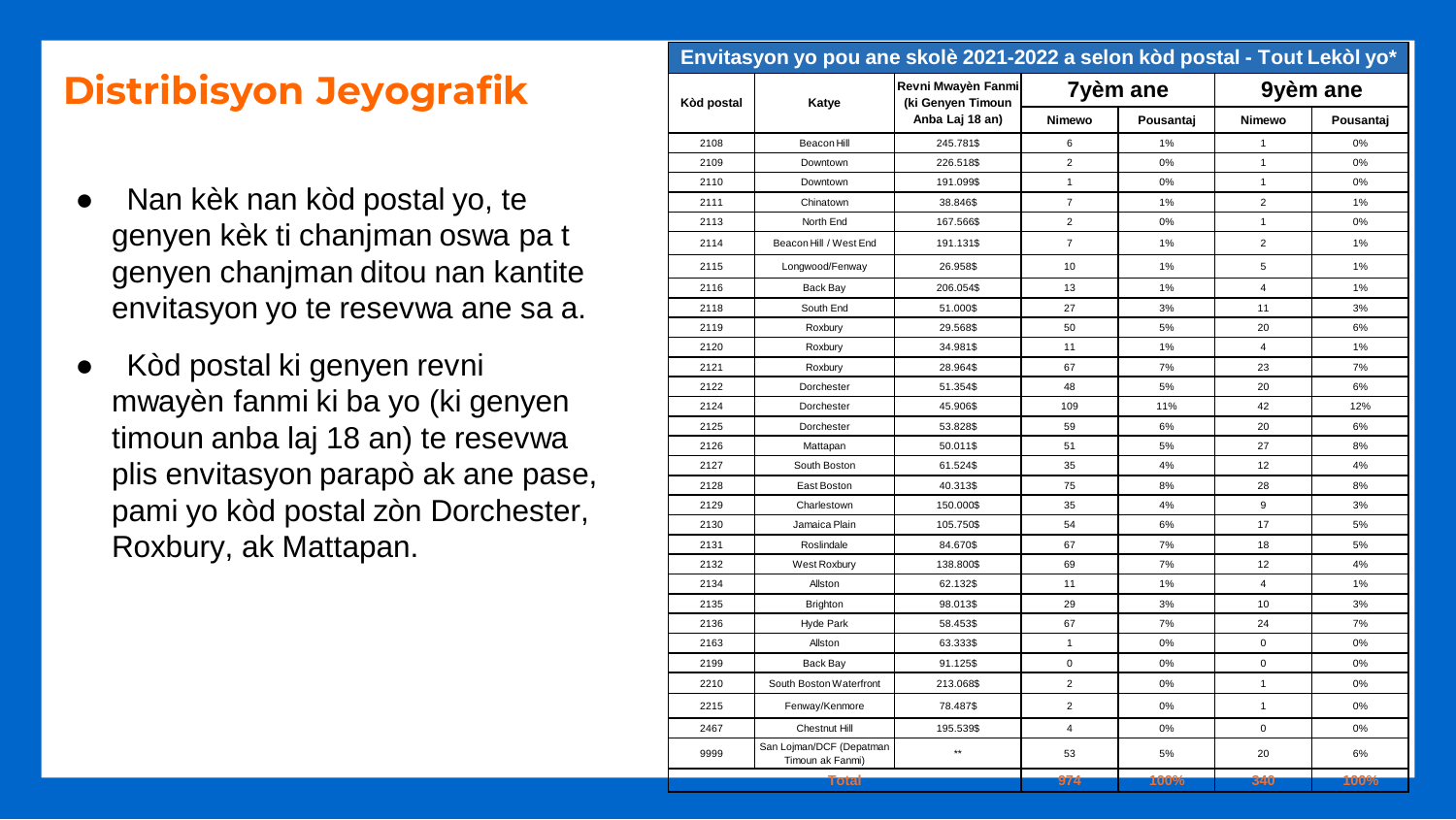# Distribisyon Jeyografik

- Nan kèk nan kòd postal yo, te genyen kèk ti chanjman oswa pa t genyen chanjman ditou nan kantite envitasyon yo te resevwa ane sa a.
- Kòd postal ki genyen revni mwayèn fanmi ki ba yo (ki genyen timoun anba laj 18 an) te resevwa plis envitasyon parapò ak ane pase, pami yo kòd postal zòn Dorchester, Roxbury, ak Mattapan.

**Envitasyon yo pou ane skolè 2021-2022 a selon kòd postal - Tout Lekòl yo***

| Kòd postal | Katye | Revni Mwayèn Fanmi (ki Genyen Timoun Anba Laj 18 an) | 7yèm ane | | 9yèm ane | |
|---|---|---|---|---|---|---|
| | | | Nimewo | Pousantaj | Nimewo | Pousantaj |
| 2108 | Beacon Hill | 245.781$ | 6 | 1% | 1 | 0% |
| 2109 | Downtown | 226.518$ | 2 | 0% | 1 | 0% |
| 2110 | Downtown | 191.099$ | 1 | 0% | 1 | 0% |
| 2111 | Chinatown | 38.846$ | 7 | 1% | 2 | 1% |
| 2113 | North End | 167.566$ | 2 | 0% | 1 | 0% |
| 2114 | Beacon Hill / West End | 191.131$ | 7 | 1% | 2 | 1% |
| 2115 | Longwood/Fenway | 26.958$ | 10 | 1% | 5 | 1% |
| 2116 | Back Bay | 206.054$ | 13 | 1% | 4 | 1% |
| 2118 | South End | 51.000$ | 27 | 3% | 11 | 3% |
| 2119 | Roxbury | 29.568$ | 50 | 5% | 20 | 6% |
| 2120 | Roxbury | 34.981$ | 11 | 1% | 4 | 1% |
| 2121 | Roxbury | 28.964$ | 67 | 7% | 23 | 7% |
| 2122 | Dorchester | 51.354$ | 48 | 5% | 20 | 6% |
| 2124 | Dorchester | 45.906$ | 109 | 11% | 42 | 12% |
| 2125 | Dorchester | 53.828$ | 59 | 6% | 20 | 6% |
| 2126 | Mattapan | 50.011$ | 51 | 5% | 27 | 8% |
| 2127 | South Boston | 61.524$ | 35 | 4% | 12 | 4% |
| 2128 | East Boston | 40.313$ | 75 | 8% | 28 | 8% |
| 2129 | Charlestown | 150.000$ | 35 | 4% | 9 | 3% |
| 2130 | Jamaica Plain | 105.750$ | 54 | 6% | 17 | 5% |
| 2131 | Roslindale | 84.670$ | 67 | 7% | 18 | 5% |
| 2132 | West Roxbury | 138.800$ | 69 | 7% | 12 | 4% |
| 2134 | Allston | 62.132$ | 11 | 1% | 4 | 1% |
| 2135 | Brighton | 98.013$ | 29 | 3% | 10 | 3% |
| 2136 | Hyde Park | 58.453$ | 67 | 7% | 24 | 7% |
| 2163 | Allston | 63.333$ | 1 | 0% | 0 | 0% |
| 2199 | Back Bay | 91.125$ | 0 | 0% | 0 | 0% |
| 2210 | South Boston Waterfront | 213.068$ | 2 | 0% | 1 | 0% |
| 2215 | Fenway/Kenmore | 78.487$ | 2 | 0% | 1 | 0% |
| 2467 | Chestnut Hill | 195.539$ | 4 | 0% | 0 | 0% |
| 9999 | San Lojman/DCF (Depatman Timoun ak Fanmi) | ** | 53 | 5% | 20 | 6% |
| Total | | | 974 | 100% | 340 | 100% |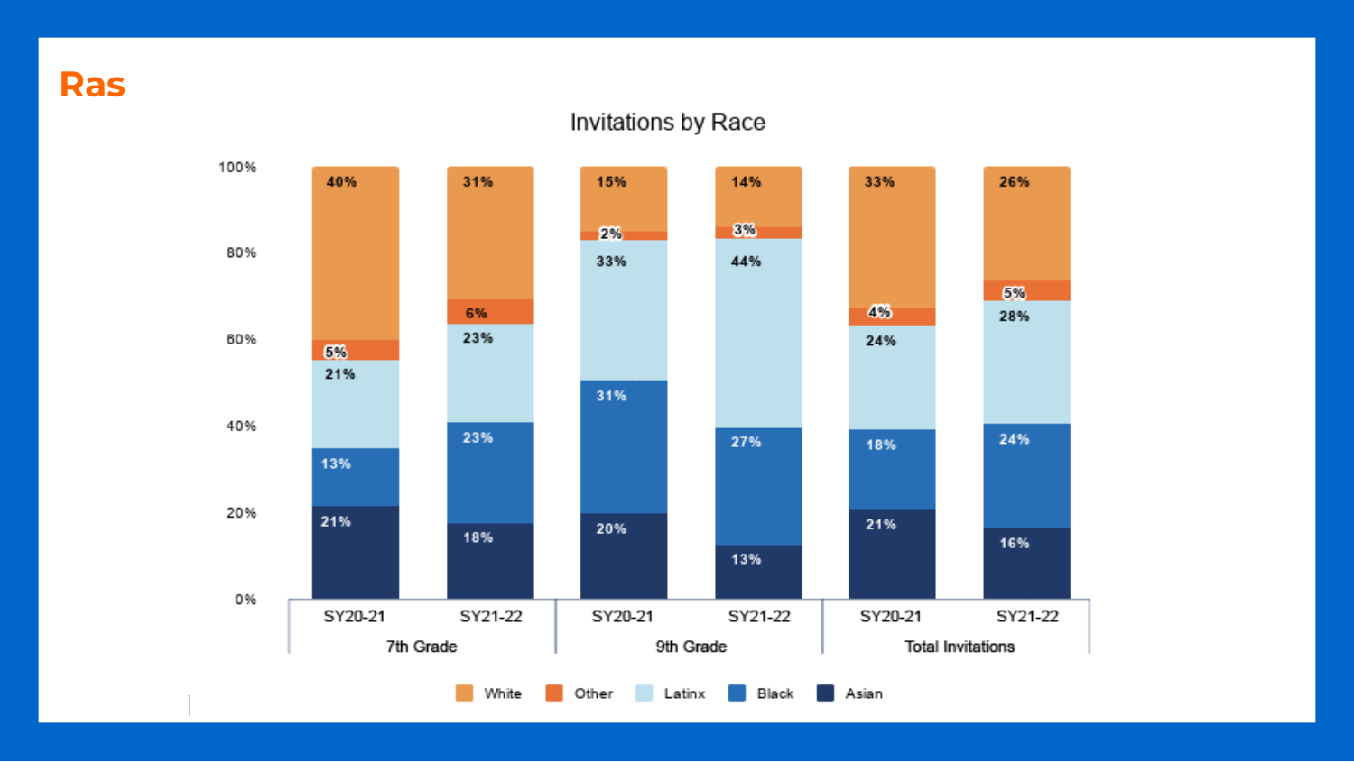# Ras

## Invitations by Race

| Race | 7th Grade SY20-21 | 7th Grade SY21-22 | 9th Grade SY20-21 | 9th Grade SY21-22 | Total Invitations SY20-21 | Total Invitations SY21-22 |
|---|---|---|---|---|---|---|
| White | 40% | 31% | 15% | 14% | 33% | 26% |
| Other | 5% | 6% | 2% | 3% | 4% | 5% |
| Latinx | 21% | 23% | 33% | 44% | 24% | 28% |
| Black | 13% | 23% | 31% | 27% | 18% | 24% |
| Asian | 21% | 18% | 20% | 13% | 21% | 16% |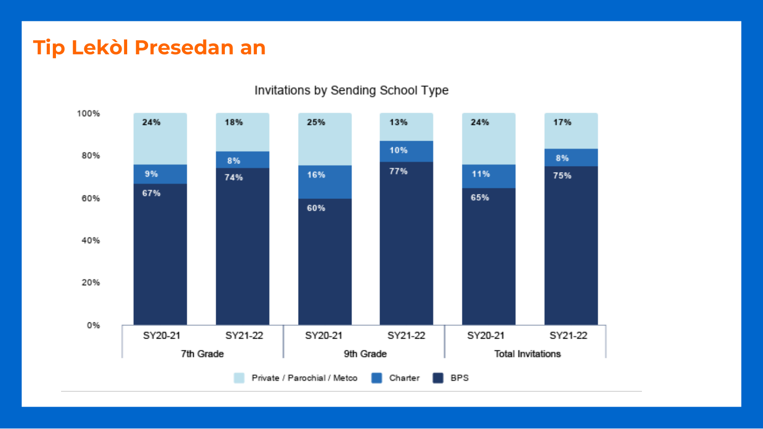# Tip Lekòl Presedan an

**Invitations by Sending School Type**

| | 7th Grade SY20-21 | 7th Grade SY21-22 | 9th Grade SY20-21 | 9th Grade SY21-22 | Total Invitations SY20-21 | Total Invitations SY21-22 |
|---|---|---|---|---|---|---|
| Private / Parochial / Metco | 24% | 18% | 25% | 13% | 24% | 17% |
| Charter | 9% | 8% | 16% | 10% | 11% | 8% |
| BPS | 67% | 74% | 60% | 77% | 65% | 75% |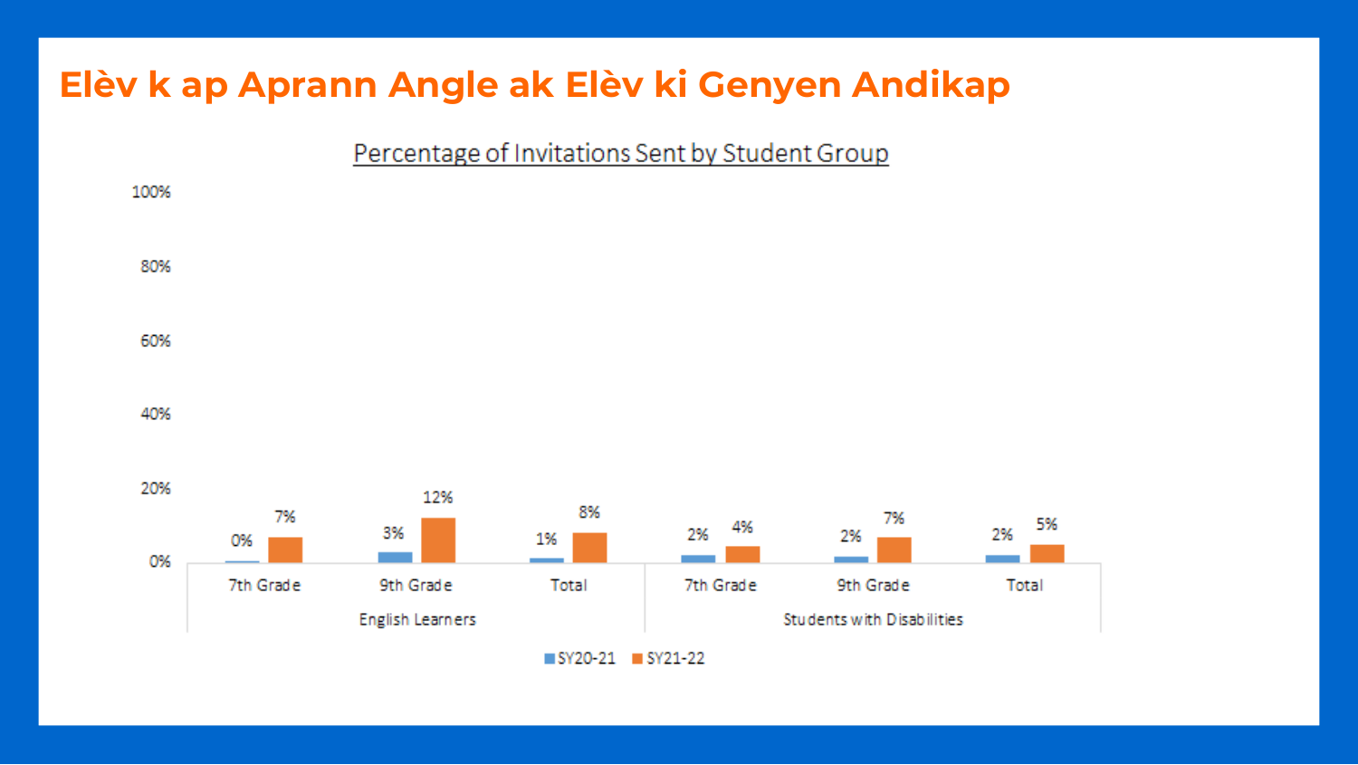# Elèv k ap Aprann Angle ak Elèv ki Genyen Andikap

Percentage of Invitations Sent by Student Group

100%
80%
60%
40%
20%
0%

English Learners
7th Grade: 0%, 7%
9th Grade: 3%, 12%
Total: 1%, 8%

Students with Disabilities
7th Grade: 2%, 4%
9th Grade: 2%, 7%
Total: 2%, 5%

SY20-21
SY21-22